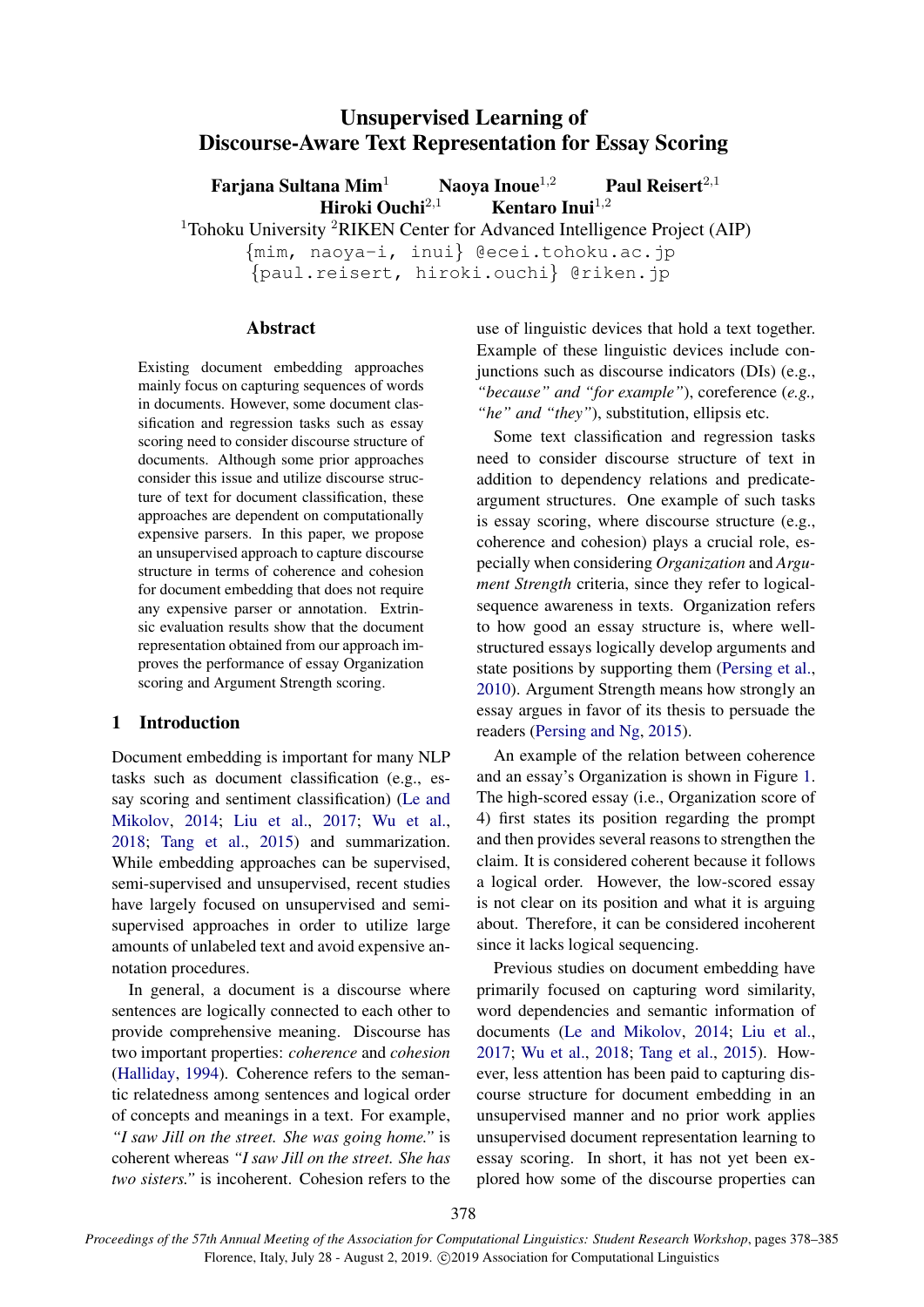# Unsupervised Learning of Discourse-Aware Text Representation for Essay Scoring

**Farjana Sultana Mim**[1] **Naoya Inoue**[1,2] **Paul Reisert**[2,1]
**Hiroki Ouchi**[2,1] **Kentaro Inui**[1,2]

[1]Tohoku University [2]RIKEN Center for Advanced Intelligence Project (AIP)

{mim, naoya-i, inui} @ecei.tohoku.ac.jp
{paul.reisert, hiroki.ouchi} @riken.jp

## Abstract

Existing document embedding approaches mainly focus on capturing sequences of words in documents. However, some document classification and regression tasks such as essay scoring need to consider discourse structure of documents. Although some prior approaches consider this issue and utilize discourse structure of text for document classification, these approaches are dependent on computationally expensive parsers. In this paper, we propose an unsupervised approach to capture discourse structure in terms of coherence and cohesion for document embedding that does not require any expensive parser or annotation. Extrinsic evaluation results show that the document representation obtained from our approach improves the performance of essay Organization scoring and Argument Strength scoring.

## 1 Introduction

Document embedding is important for many NLP tasks such as document classification (e.g., essay scoring and sentiment classification) (Le and Mikolov, 2014; Liu et al., 2017; Wu et al., 2018; Tang et al., 2015) and summarization. While embedding approaches can be supervised, semi-supervised and unsupervised, recent studies have largely focused on unsupervised and semi-supervised approaches in order to utilize large amounts of unlabeled text and avoid expensive annotation procedures.

In general, a document is a discourse where sentences are logically connected to each other to provide comprehensive meaning. Discourse has two important properties: *coherence* and *cohesion* (Halliday, 1994). Coherence refers to the semantic relatedness among sentences and logical order of concepts and meanings in a text. For example, *"I saw Jill on the street. She was going home."* is coherent whereas *"I saw Jill on the street. She has two sisters."* is incoherent. Cohesion refers to the use of linguistic devices that hold a text together. Example of these linguistic devices include conjunctions such as discourse indicators (DIs) (e.g., *"because" and "for example"*), coreference (*e.g., "he" and "they"*), substitution, ellipsis etc.

Some text classification and regression tasks need to consider discourse structure of text in addition to dependency relations and predicate-argument structures. One example of such tasks is essay scoring, where discourse structure (e.g., coherence and cohesion) plays a crucial role, especially when considering *Organization* and *Argument Strength* criteria, since they refer to logical-sequence awareness in texts. Organization refers to how good an essay structure is, where well-structured essays logically develop arguments and state positions by supporting them (Persing et al., 2010). Argument Strength means how strongly an essay argues in favor of its thesis to persuade the readers (Persing and Ng, 2015).

An example of the relation between coherence and an essay's Organization is shown in Figure 1. The high-scored essay (i.e., Organization score of 4) first states its position regarding the prompt and then provides several reasons to strengthen the claim. It is considered coherent because it follows a logical order. However, the low-scored essay is not clear on its position and what it is arguing about. Therefore, it can be considered incoherent since it lacks logical sequencing.

Previous studies on document embedding have primarily focused on capturing word similarity, word dependencies and semantic information of documents (Le and Mikolov, 2014; Liu et al., 2017; Wu et al., 2018; Tang et al., 2015). However, less attention has been paid to capturing discourse structure for document embedding in an unsupervised manner and no prior work applies unsupervised document representation learning to essay scoring. In short, it has not yet been explored how some of the discourse properties can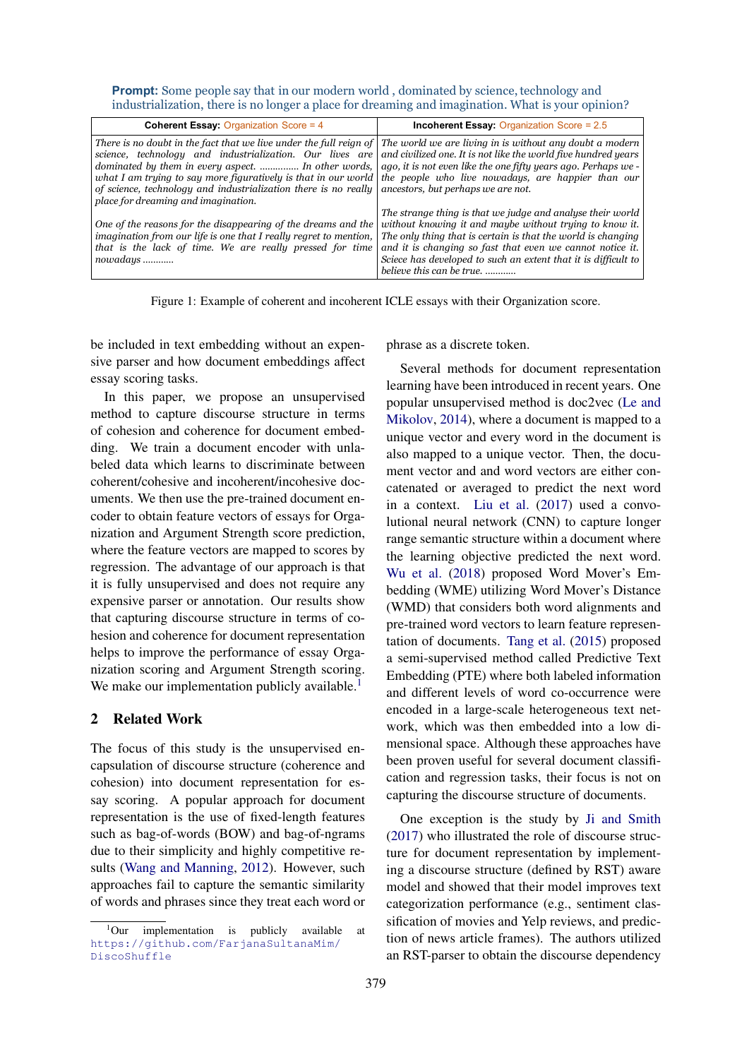**Prompt:** Some people say that in our modern world , dominated by science, technology and industrialization, there is no longer a place for dreaming and imagination. What is your opinion?

| **Coherent Essay:** Organization Score = 4 | **Incoherent Essay:** Organization Score = 2.5 |
|---|---|
| *There is no doubt in the fact that we live under the full reign of science, technology and industrialization. Our lives are dominated by them in every aspect. .............. In other words, what I am trying to say more figuratively is that in our world of science, technology and industrialization there is no really place for dreaming and imagination.* <br><br> *One of the reasons for the disappearing of the dreams and the imagination from our life is one that I really regret to mention, that is the lack of time. We are really pressed for time nowadays ...........* | *The world we are living in is without any doubt a modern and civilized one. It is not like the world five hundred years ago, it is not even like the one fifty years ago. Perhaps we - the people who live nowadays, are happier than our ancestors, but perhaps we are not.* <br><br> *The strange thing is that we judge and analyse their world without knowing it and maybe without trying to know it. The only thing that is certain is that the world is changing and it is changing so fast that even we cannot notice it. Sciece has developed to such an extent that it is difficult to believe this can be true. ...........* |

Figure 1: Example of coherent and incoherent ICLE essays with their Organization score.

be included in text embedding without an expensive parser and how document embeddings affect essay scoring tasks.

In this paper, we propose an unsupervised method to capture discourse structure in terms of cohesion and coherence for document embedding. We train a document encoder with unlabeled data which learns to discriminate between coherent/cohesive and incoherent/incohesive documents. We then use the pre-trained document encoder to obtain feature vectors of essays for Organization and Argument Strength score prediction, where the feature vectors are mapped to scores by regression. The advantage of our approach is that it is fully unsupervised and does not require any expensive parser or annotation. Our results show that capturing discourse structure in terms of cohesion and coherence for document representation helps to improve the performance of essay Organization scoring and Argument Strength scoring. We make our implementation publicly available.[1]

## 2 Related Work

The focus of this study is the unsupervised encapsulation of discourse structure (coherence and cohesion) into document representation for essay scoring. A popular approach for document representation is the use of fixed-length features such as bag-of-words (BOW) and bag-of-ngrams due to their simplicity and highly competitive results (Wang and Manning, 2012). However, such approaches fail to capture the semantic similarity of words and phrases since they treat each word or phrase as a discrete token.

Several methods for document representation learning have been introduced in recent years. One popular unsupervised method is doc2vec (Le and Mikolov, 2014), where a document is mapped to a unique vector and every word in the document is also mapped to a unique vector. Then, the document vector and and word vectors are either concatenated or averaged to predict the next word in a context. Liu et al. (2017) used a convolutional neural network (CNN) to capture longer range semantic structure within a document where the learning objective predicted the next word. Wu et al. (2018) proposed Word Mover's Embedding (WME) utilizing Word Mover's Distance (WMD) that considers both word alignments and pre-trained word vectors to learn feature representation of documents. Tang et al. (2015) proposed a semi-supervised method called Predictive Text Embedding (PTE) where both labeled information and different levels of word co-occurrence were encoded in a large-scale heterogeneous text network, which was then embedded into a low dimensional space. Although these approaches have been proven useful for several document classification and regression tasks, their focus is not on capturing the discourse structure of documents.

One exception is the study by Ji and Smith (2017) who illustrated the role of discourse structure for document representation by implementing a discourse structure (defined by RST) aware model and showed that their model improves text categorization performance (e.g., sentiment classification of movies and Yelp reviews, and prediction of news article frames). The authors utilized an RST-parser to obtain the discourse dependency

[1]Our implementation is publicly available at https://github.com/FarjanaSultanaMim/DiscoShuffle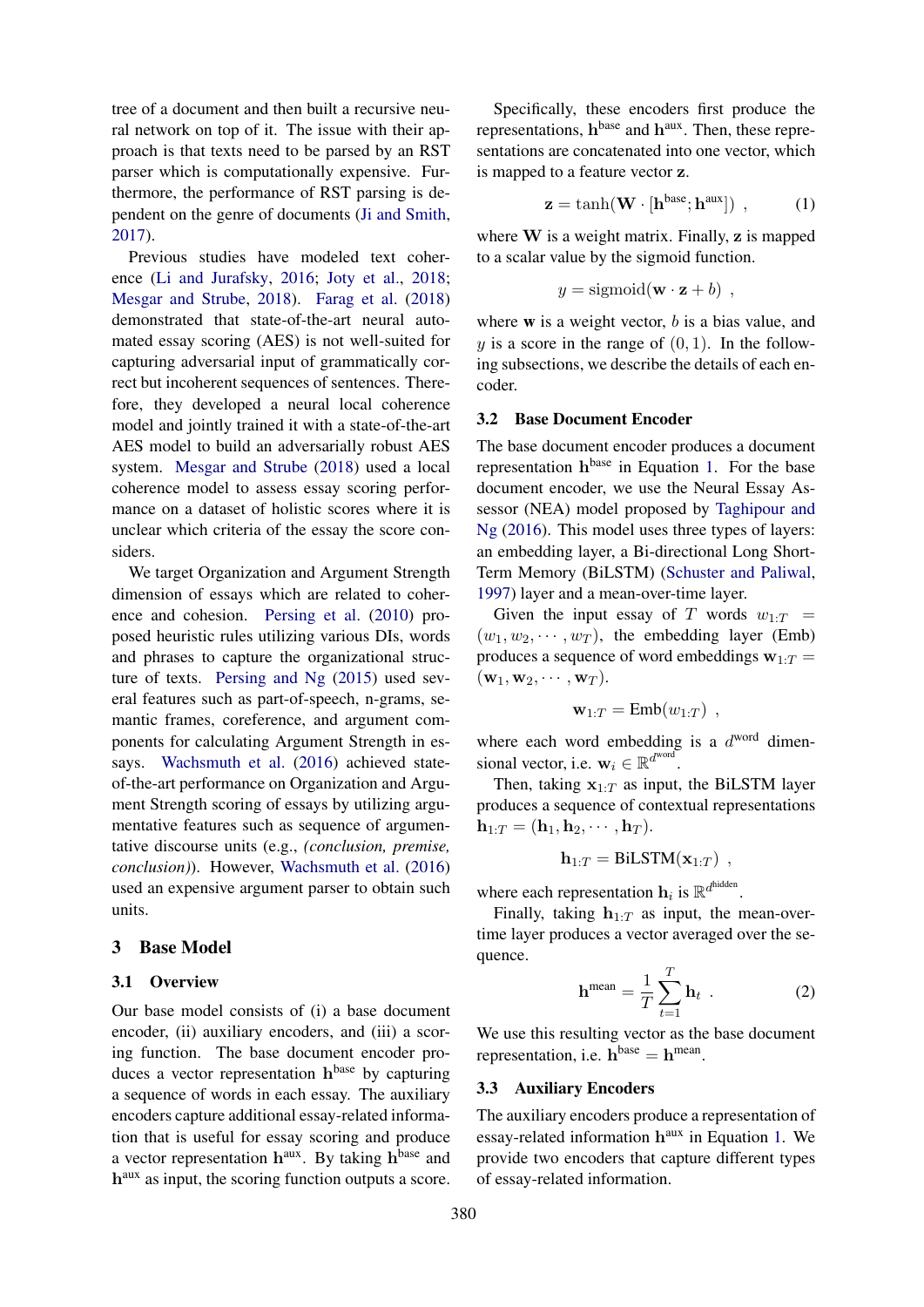tree of a document and then built a recursive neural network on top of it. The issue with their approach is that texts need to be parsed by an RST parser which is computationally expensive. Furthermore, the performance of RST parsing is dependent on the genre of documents (Ji and Smith, 2017).

Previous studies have modeled text coherence (Li and Jurafsky, 2016; Joty et al., 2018; Mesgar and Strube, 2018). Farag et al. (2018) demonstrated that state-of-the-art neural automated essay scoring (AES) is not well-suited for capturing adversarial input of grammatically correct but incoherent sequences of sentences. Therefore, they developed a neural local coherence model and jointly trained it with a state-of-the-art AES model to build an adversarially robust AES system. Mesgar and Strube (2018) used a local coherence model to assess essay scoring performance on a dataset of holistic scores where it is unclear which criteria of the essay the score considers.

We target Organization and Argument Strength dimension of essays which are related to coherence and cohesion. Persing et al. (2010) proposed heuristic rules utilizing various DIs, words and phrases to capture the organizational structure of texts. Persing and Ng (2015) used several features such as part-of-speech, n-grams, semantic frames, coreference, and argument components for calculating Argument Strength in essays. Wachsmuth et al. (2016) achieved state-of-the-art performance on Organization and Argument Strength scoring of essays by utilizing argumentative features such as sequence of argumentative discourse units (e.g., *(conclusion, premise, conclusion)*). However, Wachsmuth et al. (2016) used an expensive argument parser to obtain such units.

## 3 Base Model

### 3.1 Overview

Our base model consists of (i) a base document encoder, (ii) auxiliary encoders, and (iii) a scoring function. The base document encoder produces a vector representation $\mathbf{h}^{\text{base}}$ by capturing a sequence of words in each essay. The auxiliary encoders capture additional essay-related information that is useful for essay scoring and produce a vector representation $\mathbf{h}^{\text{aux}}$. By taking $\mathbf{h}^{\text{base}}$ and $\mathbf{h}^{\text{aux}}$ as input, the scoring function outputs a score.

Specifically, these encoders first produce the representations, $\mathbf{h}^{\text{base}}$ and $\mathbf{h}^{\text{aux}}$. Then, these representations are concatenated into one vector, which is mapped to a feature vector $\mathbf{z}$.

$$\mathbf{z} = \tanh(\mathbf{W} \cdot [\mathbf{h}^{\text{base}}; \mathbf{h}^{\text{aux}}]) \ , \tag{1}$$

where $\mathbf{W}$ is a weight matrix. Finally, $\mathbf{z}$ is mapped to a scalar value by the sigmoid function.

$$y = \text{sigmoid}(\mathbf{w} \cdot \mathbf{z} + b) \ ,$$

where $\mathbf{w}$ is a weight vector, $b$ is a bias value, and $y$ is a score in the range of $(0, 1)$. In the following subsections, we describe the details of each encoder.

### 3.2 Base Document Encoder

The base document encoder produces a document representation $\mathbf{h}^{\text{base}}$ in Equation 1. For the base document encoder, we use the Neural Essay Assessor (NEA) model proposed by Taghipour and Ng (2016). This model uses three types of layers: an embedding layer, a Bi-directional Long Short-Term Memory (BiLSTM) (Schuster and Paliwal, 1997) layer and a mean-over-time layer.

Given the input essay of $T$ words $w_{1:T} = (w_1, w_2, \cdots, w_T)$, the embedding layer (Emb) produces a sequence of word embeddings $\mathbf{w}_{1:T} = (\mathbf{w}_1, \mathbf{w}_2, \cdots, \mathbf{w}_T)$.

$$\mathbf{w}_{1:T} = \text{Emb}(w_{1:T}) \ ,$$

where each word embedding is a $d^{\text{word}}$ dimensional vector, i.e. $\mathbf{w}_i \in \mathbb{R}^{d^{\text{word}}}$.

Then, taking $\mathbf{x}_{1:T}$ as input, the BiLSTM layer produces a sequence of contextual representations $\mathbf{h}_{1:T} = (\mathbf{h}_1, \mathbf{h}_2, \cdots, \mathbf{h}_T)$.

$$\mathbf{h}_{1:T} = \text{BiLSTM}(\mathbf{x}_{1:T}) \ ,$$

where each representation $\mathbf{h}_i$ is $\mathbb{R}^{d^{\text{hidden}}}$.

Finally, taking $\mathbf{h}_{1:T}$ as input, the mean-over-time layer produces a vector averaged over the sequence.

$$\mathbf{h}^{\text{mean}} = \frac{1}{T} \sum_{t=1}^{T} \mathbf{h}_t \ . \tag{2}$$

We use this resulting vector as the base document representation, i.e. $\mathbf{h}^{\text{base}} = \mathbf{h}^{\text{mean}}$.

### 3.3 Auxiliary Encoders

The auxiliary encoders produce a representation of essay-related information $\mathbf{h}^{\text{aux}}$ in Equation 1. We provide two encoders that capture different types of essay-related information.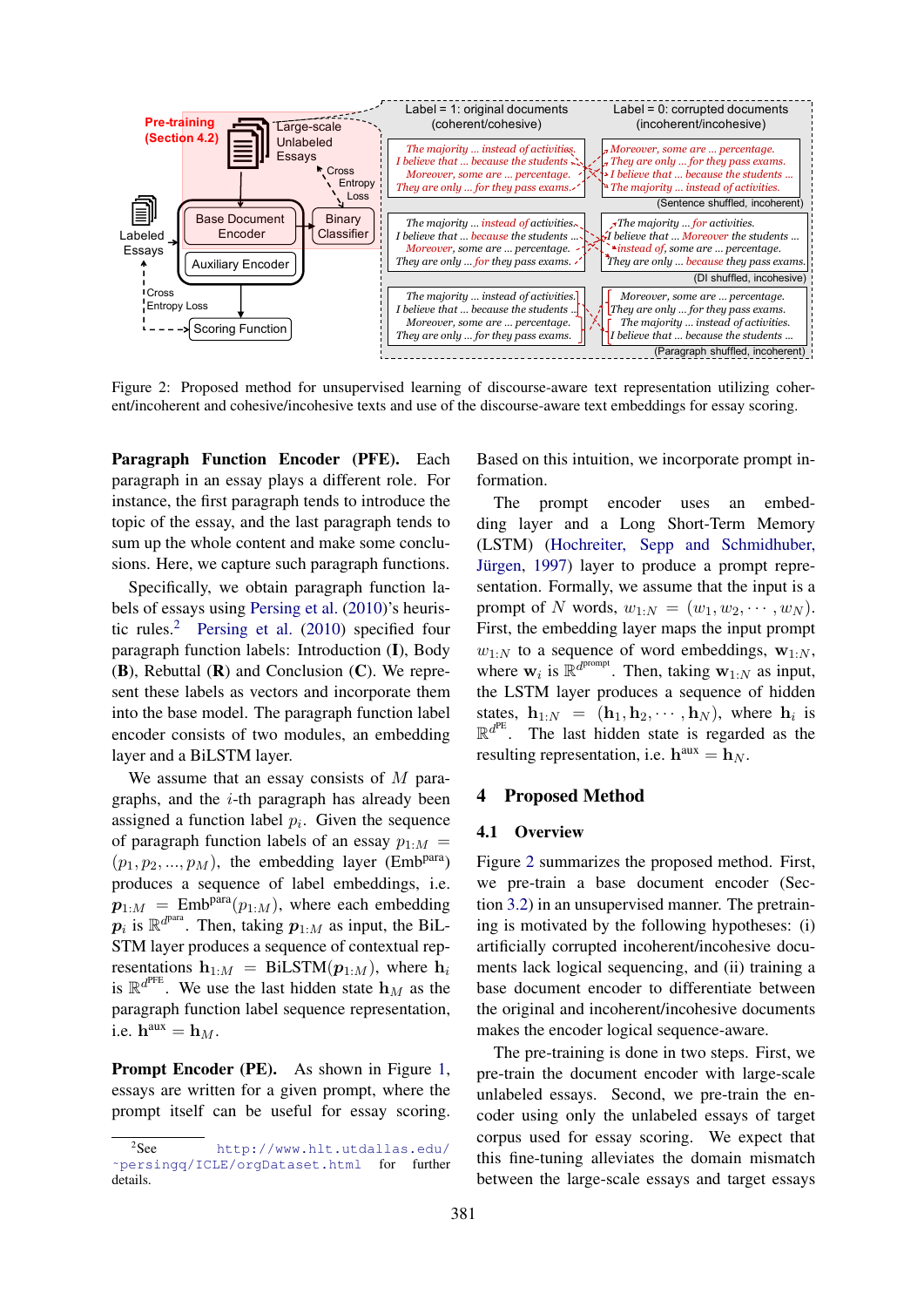Figure 2: Proposed method for unsupervised learning of discourse-aware text representation utilizing coherent/incoherent and cohesive/incohesive texts and use of the discourse-aware text embeddings for essay scoring.

**Paragraph Function Encoder (PFE).** Each paragraph in an essay plays a different role. For instance, the first paragraph tends to introduce the topic of the essay, and the last paragraph tends to sum up the whole content and make some conclusions. Here, we capture such paragraph functions.

Specifically, we obtain paragraph function labels of essays using Persing et al. (2010)'s heuristic rules.[2] Persing et al. (2010) specified four paragraph function labels: Introduction (**I**), Body (**B**), Rebuttal (**R**) and Conclusion (**C**). We represent these labels as vectors and incorporate them into the base model. The paragraph function label encoder consists of two modules, an embedding layer and a BiLSTM layer.

We assume that an essay consists of $M$ paragraphs, and the $i$-th paragraph has already been assigned a function label $p_i$. Given the sequence of paragraph function labels of an essay $p_{1:M} = (p_1, p_2, ..., p_M)$, the embedding layer ($\mathrm{Emb}^{\mathrm{para}}$) produces a sequence of label embeddings, i.e. $\boldsymbol{p}_{1:M} = \mathrm{Emb}^{\mathrm{para}}(p_{1:M})$, where each embedding $\boldsymbol{p}_i$ is $\mathbb{R}^{d^{\mathrm{para}}}$. Then, taking $\boldsymbol{p}_{1:M}$ as input, the BiLSTM layer produces a sequence of contextual representations $\mathbf{h}_{1:M} = \mathrm{BiLSTM}(\boldsymbol{p}_{1:M})$, where $\mathbf{h}_i$ is $\mathbb{R}^{d^{\mathrm{PFE}}}$. We use the last hidden state $\mathbf{h}_M$ as the paragraph function label sequence representation, i.e. $\mathbf{h}^{\mathrm{aux}} = \mathbf{h}_M$.

**Prompt Encoder (PE).** As shown in Figure 1, essays are written for a given prompt, where the prompt itself can be useful for essay scoring. Based on this intuition, we incorporate prompt information.

The prompt encoder uses an embedding layer and a Long Short-Term Memory (LSTM) (Hochreiter, Sepp and Schmidhuber, Jürgen, 1997) layer to produce a prompt representation. Formally, we assume that the input is a prompt of $N$ words, $w_{1:N} = (w_1, w_2, \cdots, w_N)$. First, the embedding layer maps the input prompt $w_{1:N}$ to a sequence of word embeddings, $\mathbf{w}_{1:N}$, where $\mathbf{w}_i$ is $\mathbb{R}^{d^{\mathrm{prompt}}}$. Then, taking $\mathbf{w}_{1:N}$ as input, the LSTM layer produces a sequence of hidden states, $\mathbf{h}_{1:N} = (\mathbf{h}_1, \mathbf{h}_2, \cdots, \mathbf{h}_N)$, where $\mathbf{h}_i$ is $\mathbb{R}^{d^{\mathrm{PE}}}$. The last hidden state is regarded as the resulting representation, i.e. $\mathbf{h}^{\mathrm{aux}} = \mathbf{h}_N$.

## 4 Proposed Method

### 4.1 Overview

Figure 2 summarizes the proposed method. First, we pre-train a base document encoder (Section 3.2) in an unsupervised manner. The pretraining is motivated by the following hypotheses: (i) artificially corrupted incoherent/incohesive documents lack logical sequencing, and (ii) training a base document encoder to differentiate between the original and incoherent/incohesive documents makes the encoder logical sequence-aware.

The pre-training is done in two steps. First, we pre-train the document encoder with large-scale unlabeled essays. Second, we pre-train the encoder using only the unlabeled essays of target corpus used for essay scoring. We expect that this fine-tuning alleviates the domain mismatch between the large-scale essays and target essays

[2] See http://www.hlt.utdallas.edu/~persingq/ICLE/orgDataset.html for further details.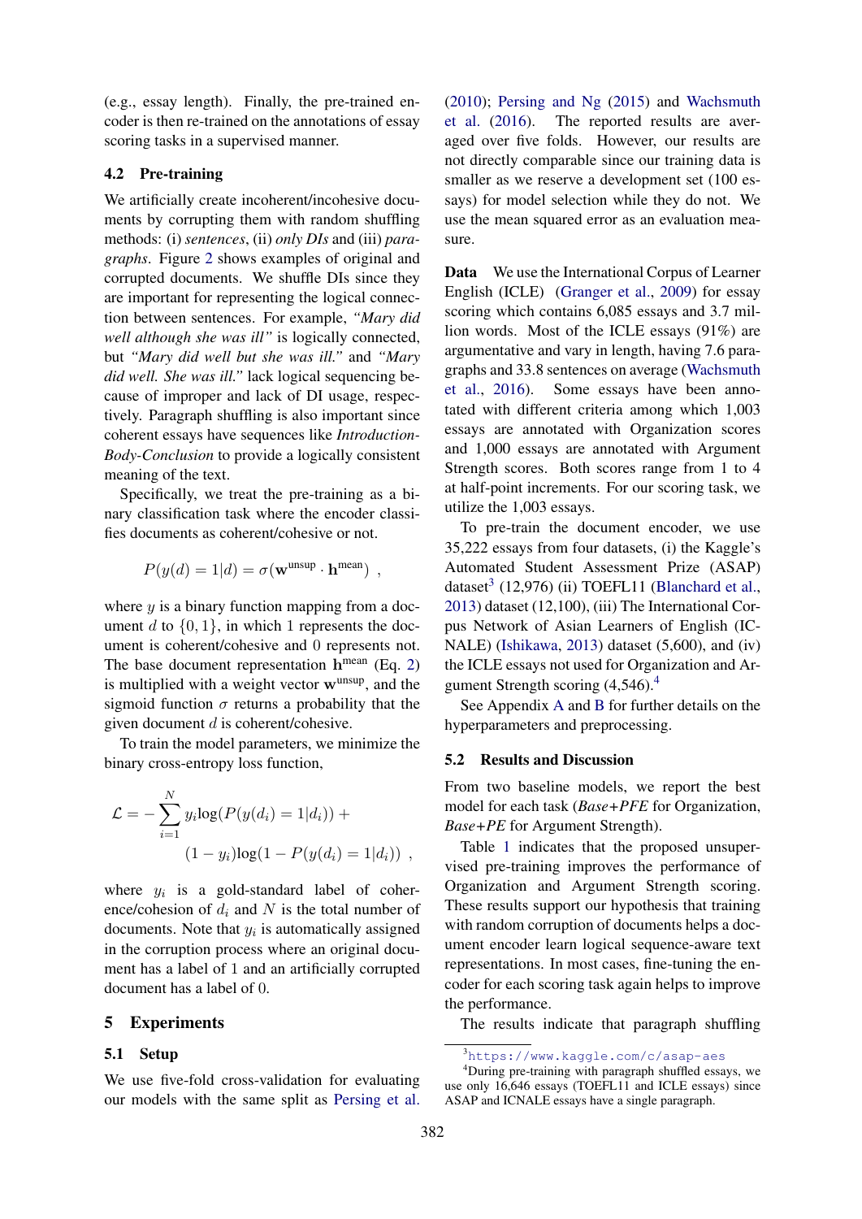(e.g., essay length). Finally, the pre-trained encoder is then re-trained on the annotations of essay scoring tasks in a supervised manner.

### 4.2 Pre-training

We artificially create incoherent/incohesive documents by corrupting them with random shuffling methods: (i) *sentences*, (ii) *only DIs* and (iii) *paragraphs*. Figure 2 shows examples of original and corrupted documents. We shuffle DIs since they are important for representing the logical connection between sentences. For example, *"Mary did well although she was ill"* is logically connected, but *"Mary did well but she was ill."* and *"Mary did well. She was ill."* lack logical sequencing because of improper and lack of DI usage, respectively. Paragraph shuffling is also important since coherent essays have sequences like *Introduction-Body-Conclusion* to provide a logically consistent meaning of the text.

Specifically, we treat the pre-training as a binary classification task where the encoder classifies documents as coherent/cohesive or not.

$$P(y(d) = 1|d) = \sigma(\mathbf{w}^{\text{unsup}} \cdot \mathbf{h}^{\text{mean}}) \ ,$$

where $y$ is a binary function mapping from a document $d$ to $\{0, 1\}$, in which 1 represents the document is coherent/cohesive and 0 represents not. The base document representation $\mathbf{h}^{\text{mean}}$ (Eq. 2) is multiplied with a weight vector $\mathbf{w}^{\text{unsup}}$, and the sigmoid function $\sigma$ returns a probability that the given document $d$ is coherent/cohesive.

To train the model parameters, we minimize the binary cross-entropy loss function,

$$\mathcal{L} = -\sum_{i=1}^{N} y_i \text{log}(P(y(d_i) = 1|d_i)) + (1 - y_i)\text{log}(1 - P(y(d_i) = 1|d_i)) \ ,$$

where $y_i$ is a gold-standard label of coherence/cohesion of $d_i$ and $N$ is the total number of documents. Note that $y_i$ is automatically assigned in the corruption process where an original document has a label of 1 and an artificially corrupted document has a label of 0.

## 5 Experiments

### 5.1 Setup

We use five-fold cross-validation for evaluating our models with the same split as Persing et al. (2010); Persing and Ng (2015) and Wachsmuth et al. (2016). The reported results are averaged over five folds. However, our results are not directly comparable since our training data is smaller as we reserve a development set (100 essays) for model selection while they do not. We use the mean squared error as an evaluation measure.

**Data** We use the International Corpus of Learner English (ICLE) (Granger et al., 2009) for essay scoring which contains 6,085 essays and 3.7 million words. Most of the ICLE essays (91%) are argumentative and vary in length, having 7.6 paragraphs and 33.8 sentences on average (Wachsmuth et al., 2016). Some essays have been annotated with different criteria among which 1,003 essays are annotated with Organization scores and 1,000 essays are annotated with Argument Strength scores. Both scores range from 1 to 4 at half-point increments. For our scoring task, we utilize the 1,003 essays.

To pre-train the document encoder, we use 35,222 essays from four datasets, (i) the Kaggle's Automated Student Assessment Prize (ASAP) dataset[3] (12,976) (ii) TOEFL11 (Blanchard et al., 2013) dataset (12,100), (iii) The International Corpus Network of Asian Learners of English (ICNALE) (Ishikawa, 2013) dataset (5,600), and (iv) the ICLE essays not used for Organization and Argument Strength scoring (4,546).[4]

See Appendix A and B for further details on the hyperparameters and preprocessing.

### 5.2 Results and Discussion

From two baseline models, we report the best model for each task (*Base+PFE* for Organization, *Base+PE* for Argument Strength).

Table 1 indicates that the proposed unsupervised pre-training improves the performance of Organization and Argument Strength scoring. These results support our hypothesis that training with random corruption of documents helps a document encoder learn logical sequence-aware text representations. In most cases, fine-tuning the encoder for each scoring task again helps to improve the performance.

The results indicate that paragraph shuffling

[3] https://www.kaggle.com/c/asap-aes

[4] During pre-training with paragraph shuffled essays, we use only 16,646 essays (TOEFL11 and ICLE essays) since ASAP and ICNALE essays have a single paragraph.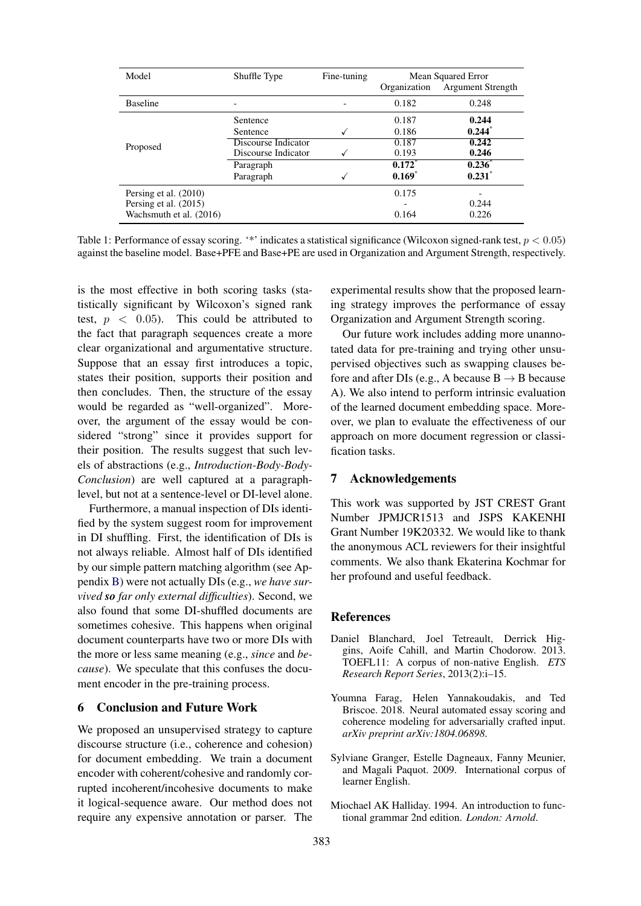| Model | Shuffle Type | Fine-tuning | Mean Squared Error | |
|---|---|---|---|---|
| | | | Organization | Argument Strength |
| Baseline | - | - | 0.182 | 0.248 |
| Proposed | Sentence | | 0.187 | **0.244** |
| | Sentence | ✓ | 0.186 | **0.244**[*] |
| | Discourse Indicator | | 0.187 | **0.242** |
| | Discourse Indicator | ✓ | 0.193 | **0.246** |
| | Paragraph | | **0.172**[*] | **0.236**[*] |
| | Paragraph | ✓ | **0.169**[*] | **0.231**[*] |
| Persing et al. (2010) | | | 0.175 | - |
| Persing et al. (2015) | | | - | 0.244 |
| Wachsmuth et al. (2016) | | | 0.164 | 0.226 |

Table 1: Performance of essay scoring. '*' indicates a statistical significance (Wilcoxon signed-rank test, $p < 0.05$) against the baseline model. Base+PFE and Base+PE are used in Organization and Argument Strength, respectively.

is the most effective in both scoring tasks (statistically significant by Wilcoxon's signed rank test, $p < 0.05$). This could be attributed to the fact that paragraph sequences create a more clear organizational and argumentative structure. Suppose that an essay first introduces a topic, states their position, supports their position and then concludes. Then, the structure of the essay would be regarded as "well-organized". Moreover, the argument of the essay would be considered "strong" since it provides support for their position. The results suggest that such levels of abstractions (e.g., *Introduction-Body-Body-Conclusion*) are well captured at a paragraph-level, but not at a sentence-level or DI-level alone.

Furthermore, a manual inspection of DIs identified by the system suggest room for improvement in DI shuffling. First, the identification of DIs is not always reliable. Almost half of DIs identified by our simple pattern matching algorithm (see Appendix B) were not actually DIs (e.g., *we have survived **so** far only external difficulties*). Second, we also found that some DI-shuffled documents are sometimes cohesive. This happens when original document counterparts have two or more DIs with the more or less same meaning (e.g., *since* and *because*). We speculate that this confuses the document encoder in the pre-training process.

## 6 Conclusion and Future Work

We proposed an unsupervised strategy to capture discourse structure (i.e., coherence and cohesion) for document embedding. We train a document encoder with coherent/cohesive and randomly corrupted incoherent/incohesive documents to make it logical-sequence aware. Our method does not require any expensive annotation or parser. The experimental results show that the proposed learning strategy improves the performance of essay Organization and Argument Strength scoring.

Our future work includes adding more unannotated data for pre-training and trying other unsupervised objectives such as swapping clauses before and after DIs (e.g., A because B → B because A). We also intend to perform intrinsic evaluation of the learned document embedding space. Moreover, we plan to evaluate the effectiveness of our approach on more document regression or classification tasks.

## 7 Acknowledgements

This work was supported by JST CREST Grant Number JPMJCR1513 and JSPS KAKENHI Grant Number 19K20332. We would like to thank the anonymous ACL reviewers for their insightful comments. We also thank Ekaterina Kochmar for her profound and useful feedback.

## References

Daniel Blanchard, Joel Tetreault, Derrick Higgins, Aoife Cahill, and Martin Chodorow. 2013. TOEFL11: A corpus of non-native English. *ETS Research Report Series*, 2013(2):i–15.

Youmna Farag, Helen Yannakoudakis, and Ted Briscoe. 2018. Neural automated essay scoring and coherence modeling for adversarially crafted input. *arXiv preprint arXiv:1804.06898*.

Sylviane Granger, Estelle Dagneaux, Fanny Meunier, and Magali Paquot. 2009. International corpus of learner English.

Miochael AK Halliday. 1994. An introduction to functional grammar 2nd edition. *London: Arnold*.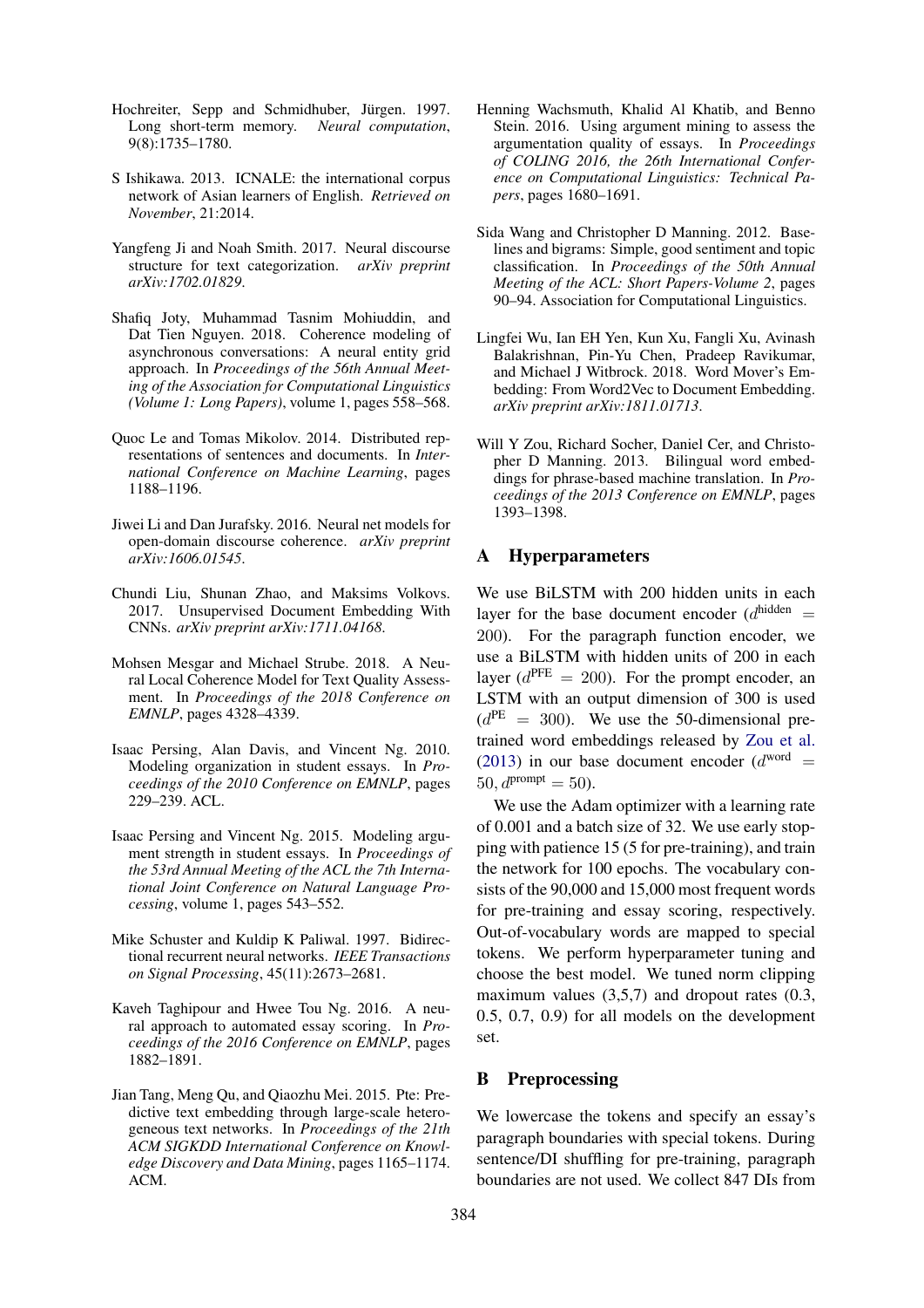Hochreiter, Sepp and Schmidhuber, Jürgen. 1997. Long short-term memory. *Neural computation*, 9(8):1735–1780.

S Ishikawa. 2013. ICNALE: the international corpus network of Asian learners of English. *Retrieved on November*, 21:2014.

Yangfeng Ji and Noah Smith. 2017. Neural discourse structure for text categorization. *arXiv preprint arXiv:1702.01829*.

Shafiq Joty, Muhammad Tasnim Mohiuddin, and Dat Tien Nguyen. 2018. Coherence modeling of asynchronous conversations: A neural entity grid approach. In *Proceedings of the 56th Annual Meeting of the Association for Computational Linguistics (Volume 1: Long Papers)*, volume 1, pages 558–568.

Quoc Le and Tomas Mikolov. 2014. Distributed representations of sentences and documents. In *International Conference on Machine Learning*, pages 1188–1196.

Jiwei Li and Dan Jurafsky. 2016. Neural net models for open-domain discourse coherence. *arXiv preprint arXiv:1606.01545*.

Chundi Liu, Shunan Zhao, and Maksims Volkovs. 2017. Unsupervised Document Embedding With CNNs. *arXiv preprint arXiv:1711.04168*.

Mohsen Mesgar and Michael Strube. 2018. A Neural Local Coherence Model for Text Quality Assessment. In *Proceedings of the 2018 Conference on EMNLP*, pages 4328–4339.

Isaac Persing, Alan Davis, and Vincent Ng. 2010. Modeling organization in student essays. In *Proceedings of the 2010 Conference on EMNLP*, pages 229–239. ACL.

Isaac Persing and Vincent Ng. 2015. Modeling argument strength in student essays. In *Proceedings of the 53rd Annual Meeting of the ACL the 7th International Joint Conference on Natural Language Processing*, volume 1, pages 543–552.

Mike Schuster and Kuldip K Paliwal. 1997. Bidirectional recurrent neural networks. *IEEE Transactions on Signal Processing*, 45(11):2673–2681.

Kaveh Taghipour and Hwee Tou Ng. 2016. A neural approach to automated essay scoring. In *Proceedings of the 2016 Conference on EMNLP*, pages 1882–1891.

Jian Tang, Meng Qu, and Qiaozhu Mei. 2015. Pte: Predictive text embedding through large-scale heterogeneous text networks. In *Proceedings of the 21th ACM SIGKDD International Conference on Knowledge Discovery and Data Mining*, pages 1165–1174. ACM.

Henning Wachsmuth, Khalid Al Khatib, and Benno Stein. 2016. Using argument mining to assess the argumentation quality of essays. In *Proceedings of COLING 2016, the 26th International Conference on Computational Linguistics: Technical Papers*, pages 1680–1691.

Sida Wang and Christopher D Manning. 2012. Baselines and bigrams: Simple, good sentiment and topic classification. In *Proceedings of the 50th Annual Meeting of the ACL: Short Papers-Volume 2*, pages 90–94. Association for Computational Linguistics.

Lingfei Wu, Ian EH Yen, Kun Xu, Fangli Xu, Avinash Balakrishnan, Pin-Yu Chen, Pradeep Ravikumar, and Michael J Witbrock. 2018. Word Mover's Embedding: From Word2Vec to Document Embedding. *arXiv preprint arXiv:1811.01713*.

Will Y Zou, Richard Socher, Daniel Cer, and Christopher D Manning. 2013. Bilingual word embeddings for phrase-based machine translation. In *Proceedings of the 2013 Conference on EMNLP*, pages 1393–1398.

## A Hyperparameters

We use BiLSTM with 200 hidden units in each layer for the base document encoder ($d^{\text{hidden}} = 200$). For the paragraph function encoder, we use a BiLSTM with hidden units of 200 in each layer ($d^{\text{PFE}} = 200$). For the prompt encoder, an LSTM with an output dimension of 300 is used ($d^{\text{PE}} = 300$). We use the 50-dimensional pretrained word embeddings released by Zou et al. (2013) in our base document encoder ($d^{\text{word}} = 50, d^{\text{prompt}} = 50$).

We use the Adam optimizer with a learning rate of 0.001 and a batch size of 32. We use early stopping with patience 15 (5 for pre-training), and train the network for 100 epochs. The vocabulary consists of the 90,000 and 15,000 most frequent words for pre-training and essay scoring, respectively. Out-of-vocabulary words are mapped to special tokens. We perform hyperparameter tuning and choose the best model. We tuned norm clipping maximum values (3,5,7) and dropout rates (0.3, 0.5, 0.7, 0.9) for all models on the development set.

## B Preprocessing

We lowercase the tokens and specify an essay's paragraph boundaries with special tokens. During sentence/DI shuffling for pre-training, paragraph boundaries are not used. We collect 847 DIs from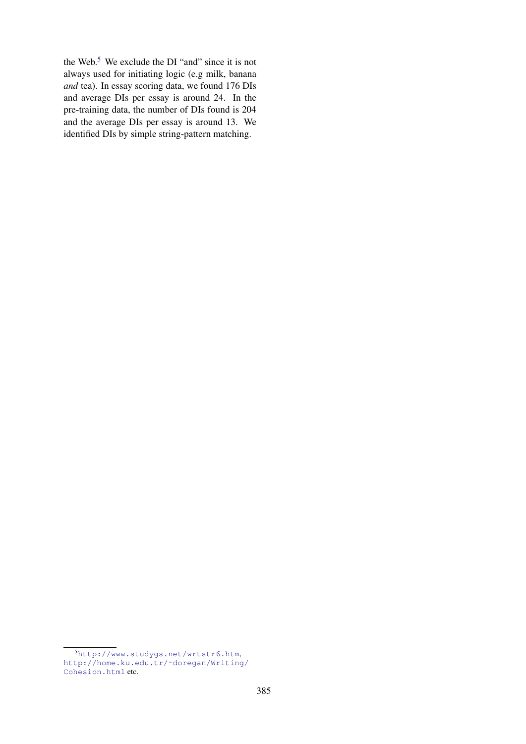the Web.[5] We exclude the DI "and" since it is not always used for initiating logic (e.g milk, banana *and* tea). In essay scoring data, we found 176 DIs and average DIs per essay is around 24. In the pre-training data, the number of DIs found is 204 and the average DIs per essay is around 13. We identified DIs by simple string-pattern matching.

[5] http://www.studygs.net/wrtstr6.htm, http://home.ku.edu.tr/~doregan/Writing/Cohesion.html etc.